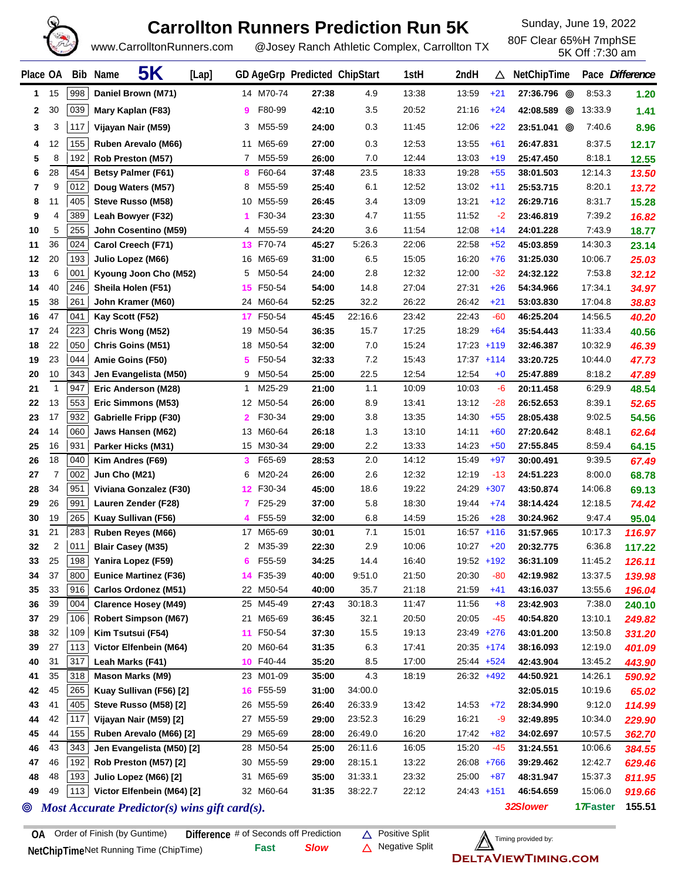# Carrollton Runners Prediction Run 5K

www.CarrolltonRunners.com @Josey Ranch Athletic Complex, Carrollton TX

Sunday, June 19, 2022
80F Clear 65%H 7mphSE
5K Off :7:30 am

| Place | OA | Bib | Name 5K | [Lap] | GD | AgeGrp | Predicted | ChipStart | 1stH | 2ndH | △ | NetChipTime | | Pace | Difference |
|---|---|---|---|---|---|---|---|---|---|---|---|---|---|---|---|
| 1 | 15 | 998 | Daniel Brown (M71) | | 14 | M70-74 | 27:38 | 4.9 | 13:38 | 13:59 | +21 | 27:36.796 | ◎ | 8:53.3 | 1.20 |
| 2 | 30 | 039 | Mary Kaplan (F83) | | 9 | F80-99 | 42:10 | 3.5 | 20:52 | 21:16 | +24 | 42:08.589 | ◎ | 13:33.9 | 1.41 |
| 3 | 3 | 117 | Vijayan Nair (M59) | | 3 | M55-59 | 24:00 | 0.3 | 11:45 | 12:06 | +22 | 23:51.041 | ◎ | 7:40.6 | 8.96 |
| 4 | 12 | 155 | Ruben Arevalo (M66) | | 11 | M65-69 | 27:00 | 0.3 | 12:53 | 13:55 | +61 | 26:47.831 | | 8:37.5 | 12.17 |
| 5 | 8 | 192 | Rob Preston (M57) | | 7 | M55-59 | 26:00 | 7.0 | 12:44 | 13:03 | +19 | 25:47.450 | | 8:18.1 | 12.55 |
| 6 | 28 | 454 | Betsy Palmer (F61) | | 8 | F60-64 | 37:48 | 23.5 | 18:33 | 19:28 | +55 | 38:01.503 | | 12:14.3 | 13.50 |
| 7 | 9 | 012 | Doug Waters (M57) | | 8 | M55-59 | 25:40 | 6.1 | 12:52 | 13:02 | +11 | 25:53.715 | | 8:20.1 | 13.72 |
| 8 | 11 | 405 | Steve Russo (M58) | | 10 | M55-59 | 26:45 | 3.4 | 13:09 | 13:21 | +12 | 26:29.716 | | 8:31.7 | 15.28 |
| 9 | 4 | 389 | Leah Bowyer (F32) | | 1 | F30-34 | 23:30 | 4.7 | 11:55 | 11:52 | -2 | 23:46.819 | | 7:39.2 | 16.82 |
| 10 | 5 | 255 | John Cosentino (M59) | | 4 | M55-59 | 24:20 | 3.6 | 11:54 | 12:08 | +14 | 24:01.228 | | 7:43.9 | 18.77 |
| 11 | 36 | 024 | Carol Creech (F71) | | 13 | F70-74 | 45:27 | 5:26.3 | 22:06 | 22:58 | +52 | 45:03.859 | | 14:30.3 | 23.14 |
| 12 | 20 | 193 | Julio Lopez (M66) | | 16 | M65-69 | 31:00 | 6.5 | 15:05 | 16:20 | +76 | 31:25.030 | | 10:06.7 | 25.03 |
| 13 | 6 | 001 | Kyoung Joon Cho (M52) | | 5 | M50-54 | 24:00 | 2.8 | 12:32 | 12:00 | -32 | 24:32.122 | | 7:53.8 | 32.12 |
| 14 | 40 | 246 | Sheila Holen (F51) | | 15 | F50-54 | 54:00 | 14.8 | 27:04 | 27:31 | +26 | 54:34.966 | | 17:34.1 | 34.97 |
| 15 | 38 | 261 | John Kramer (M60) | | 24 | M60-64 | 52:25 | 32.2 | 26:22 | 26:42 | +21 | 53:03.830 | | 17:04.8 | 38.83 |
| 16 | 47 | 041 | Kay Scott (F52) | | 17 | F50-54 | 45:45 | 22:16.6 | 23:42 | 22:43 | -60 | 46:25.204 | | 14:56.5 | 40.20 |
| 17 | 24 | 223 | Chris Wong (M52) | | 19 | M50-54 | 36:35 | 15.7 | 17:25 | 18:29 | +64 | 35:54.443 | | 11:33.4 | 40.56 |
| 18 | 22 | 050 | Chris Goins (M51) | | 18 | M50-54 | 32:00 | 7.0 | 15:24 | 17:23 | +119 | 32:46.387 | | 10:32.9 | 46.39 |
| 19 | 23 | 044 | Amie Goins (F50) | | 5 | F50-54 | 32:33 | 7.2 | 15:43 | 17:37 | +114 | 33:20.725 | | 10:44.0 | 47.73 |
| 20 | 10 | 343 | Jen Evangelista (M50) | | 9 | M50-54 | 25:00 | 22.5 | 12:54 | 12:54 | +0 | 25:47.889 | | 8:18.2 | 47.89 |
| 21 | 1 | 947 | Eric Anderson (M28) | | 1 | M25-29 | 21:00 | 1.1 | 10:09 | 10:03 | -6 | 20:11.458 | | 6:29.9 | 48.54 |
| 22 | 13 | 553 | Eric Simmons (M53) | | 12 | M50-54 | 26:00 | 8.9 | 13:41 | 13:12 | -28 | 26:52.653 | | 8:39.1 | 52.65 |
| 23 | 17 | 932 | Gabrielle Fripp (F30) | | 2 | F30-34 | 29:00 | 3.8 | 13:35 | 14:30 | +55 | 28:05.438 | | 9:02.5 | 54.56 |
| 24 | 14 | 060 | Jaws Hansen (M62) | | 13 | M60-64 | 26:18 | 1.3 | 13:10 | 14:11 | +60 | 27:20.642 | | 8:48.1 | 62.64 |
| 25 | 16 | 931 | Parker Hicks (M31) | | 15 | M30-34 | 29:00 | 2.2 | 13:33 | 14:23 | +50 | 27:55.845 | | 8:59.4 | 64.15 |
| 26 | 18 | 040 | Kim Andres (F69) | | 3 | F65-69 | 28:53 | 2.0 | 14:12 | 15:49 | +97 | 30:00.491 | | 9:39.5 | 67.49 |
| 27 | 7 | 002 | Jun Cho (M21) | | 6 | M20-24 | 26:00 | 2.6 | 12:32 | 12:19 | -13 | 24:51.223 | | 8:00.0 | 68.78 |
| 28 | 34 | 951 | Viviana Gonzalez (F30) | | 12 | F30-34 | 45:00 | 18.6 | 19:22 | 24:29 | +307 | 43:50.874 | | 14:06.8 | 69.13 |
| 29 | 26 | 991 | Lauren Zender (F28) | | 7 | F25-29 | 37:00 | 5.8 | 18:30 | 19:44 | +74 | 38:14.424 | | 12:18.5 | 74.42 |
| 30 | 19 | 265 | Kuay Sullivan (F56) | | 4 | F55-59 | 32:00 | 6.8 | 14:59 | 15:26 | +28 | 30:24.962 | | 9:47.4 | 95.04 |
| 31 | 21 | 283 | Ruben Reyes (M66) | | 17 | M65-69 | 30:01 | 7.1 | 15:01 | 16:57 | +116 | 31:57.965 | | 10:17.3 | 116.97 |
| 32 | 2 | 011 | Blair Casey (M35) | | 2 | M35-39 | 22:30 | 2.9 | 10:06 | 10:27 | +20 | 20:32.775 | | 6:36.8 | 117.22 |
| 33 | 25 | 198 | Yanira Lopez (F59) | | 6 | F55-59 | 34:25 | 14.4 | 16:40 | 19:52 | +192 | 36:31.109 | | 11:45.2 | 126.11 |
| 34 | 37 | 800 | Eunice Martinez (F36) | | 14 | F35-39 | 40:00 | 9:51.0 | 21:50 | 20:30 | -80 | 42:19.982 | | 13:37.5 | 139.98 |
| 35 | 33 | 916 | Carlos Ordonez (M51) | | 22 | M50-54 | 40:00 | 35.7 | 21:18 | 21:59 | +41 | 43:16.037 | | 13:55.6 | 196.04 |
| 36 | 39 | 004 | Clarence Hosey (M49) | | 25 | M45-49 | 27:43 | 30:18.3 | 11:47 | 11:56 | +8 | 23:42.903 | | 7:38.0 | 240.10 |
| 37 | 29 | 106 | Robert Simpson (M67) | | 21 | M65-69 | 36:45 | 32.1 | 20:50 | 20:05 | -45 | 40:54.820 | | 13:10.1 | 249.82 |
| 38 | 32 | 109 | Kim Tsutsui (F54) | | 11 | F50-54 | 37:30 | 15.5 | 19:13 | 23:49 | +276 | 43:01.200 | | 13:50.8 | 331.20 |
| 39 | 27 | 113 | Victor Elfenbein (M64) | | 20 | M60-64 | 31:35 | 6.3 | 17:41 | 20:35 | +174 | 38:16.093 | | 12:19.0 | 401.09 |
| 40 | 31 | 317 | Leah Marks (F41) | | 10 | F40-44 | 35:20 | 8.5 | 17:00 | 25:44 | +524 | 42:43.904 | | 13:45.2 | 443.90 |
| 41 | 35 | 318 | Mason Marks (M9) | | 23 | M01-09 | 35:00 | 4.3 | 18:19 | 26:32 | +492 | 44:50.921 | | 14:26.1 | 590.92 |
| 42 | 45 | 265 | Kuay Sullivan (F56) | [2] | 16 | F55-59 | 31:00 | 34:00.0 | | | | 32:05.015 | | 10:19.6 | 65.02 |
| 43 | 41 | 405 | Steve Russo (M58) | [2] | 26 | M55-59 | 26:40 | 26:33.9 | 13:42 | 14:53 | +72 | 28:34.990 | | 9:12.0 | 114.99 |
| 44 | 42 | 117 | Vijayan Nair (M59) | [2] | 27 | M55-59 | 29:00 | 23:52.3 | 16:29 | 16:21 | -9 | 32:49.895 | | 10:34.0 | 229.90 |
| 45 | 44 | 155 | Ruben Arevalo (M66) | [2] | 29 | M65-69 | 28:00 | 26:49.0 | 16:20 | 17:42 | +82 | 34:02.697 | | 10:57.5 | 362.70 |
| 46 | 43 | 343 | Jen Evangelista (M50) | [2] | 28 | M50-54 | 25:00 | 26:11.6 | 16:05 | 15:20 | -45 | 31:24.551 | | 10:06.6 | 384.55 |
| 47 | 46 | 192 | Rob Preston (M57) | [2] | 30 | M55-59 | 29:00 | 28:15.1 | 13:22 | 26:08 | +766 | 39:29.462 | | 12:42.7 | 629.46 |
| 48 | 48 | 193 | Julio Lopez (M66) | [2] | 31 | M65-69 | 35:00 | 31:33.1 | 23:32 | 25:00 | +87 | 48:31.947 | | 15:37.3 | 811.95 |
| 49 | 49 | 113 | Victor Elfenbein (M64) | [2] | 32 | M60-64 | 31:35 | 38:22.7 | 22:12 | 24:43 | +151 | 46:54.659 | | 15:06.0 | 919.66 |

◎ *Most Accurate Predictor(s) wins gift card(s).* 32Slower 17Faster 155.51

**OA** Order of Finish (by Guntime) **Difference** # of Seconds off Prediction △ Positive Split
**NetChipTime** Net Running Time (ChipTime) Fast Slow △ Negative Split

Timing provided by: DELTAVIEWTIMING.COM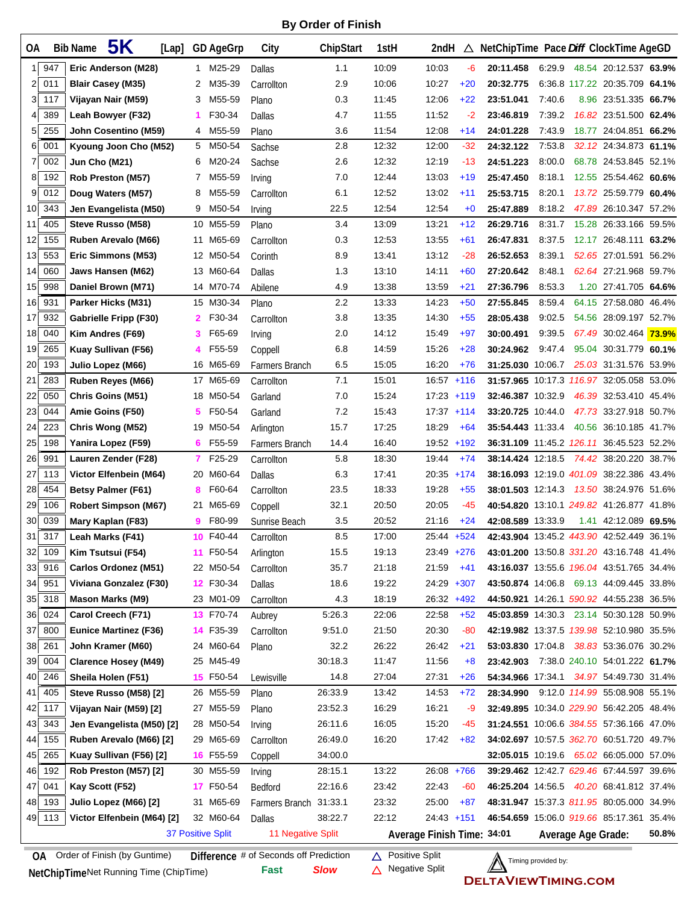# By Order of Finish

| OA | Bib | Name | [Lap] | GD | AgeGrp | City | ChipStart | 1stH | 2ndH | △ | NetChipTime | Pace | Diff | ClockTime | AgeGD |
|---|---|---|---|---|---|---|---|---|---|---|---|---|---|---|---|
| 1 | 947 | Eric Anderson (M28) | | 1 | M25-29 | Dallas | 1.1 | 10:09 | 10:03 | -6 | 20:11.458 | 6:29.9 | 48.54 | 20:12.537 | 63.9% |
| 2 | 011 | Blair Casey (M35) | | 2 | M35-39 | Carrollton | 2.9 | 10:06 | 10:27 | +20 | 20:32.775 | 6:36.8 | 117.22 | 20:35.709 | 64.1% |
| 3 | 117 | Vijayan Nair (M59) | | 3 | M55-59 | Plano | 0.3 | 11:45 | 12:06 | +22 | 23:51.041 | 7:40.6 | 8.96 | 23:51.335 | 66.7% |
| 4 | 389 | Leah Bowyer (F32) | | 1 | F30-34 | Dallas | 4.7 | 11:55 | 11:52 | -2 | 23:46.819 | 7:39.2 | 16.82 | 23:51.500 | 62.4% |
| 5 | 255 | John Cosentino (M59) | | 4 | M55-59 | Plano | 3.6 | 11:54 | 12:08 | +14 | 24:01.228 | 7:43.9 | 18.77 | 24:04.851 | 66.2% |
| 6 | 001 | Kyoung Joon Cho (M52) | | 5 | M50-54 | Sachse | 2.8 | 12:32 | 12:00 | -32 | 24:32.122 | 7:53.8 | 32.12 | 24:34.873 | 61.1% |
| 7 | 002 | Jun Cho (M21) | | 6 | M20-24 | Sachse | 2.6 | 12:32 | 12:19 | -13 | 24:51.223 | 8:00.0 | 68.78 | 24:53.845 | 52.1% |
| 8 | 192 | Rob Preston (M57) | | 7 | M55-59 | Irving | 7.0 | 12:44 | 13:03 | +19 | 25:47.450 | 8:18.1 | 12.55 | 25:54.462 | 60.6% |
| 9 | 012 | Doug Waters (M57) | | 8 | M55-59 | Carrollton | 6.1 | 12:52 | 13:02 | +11 | 25:53.715 | 8:20.1 | 13.72 | 25:59.779 | 60.4% |
| 10 | 343 | Jen Evangelista (M50) | | 9 | M50-54 | Irving | 22.5 | 12:54 | 12:54 | +0 | 25:47.889 | 8:18.2 | 47.89 | 26:10.347 | 57.2% |
| 11 | 405 | Steve Russo (M58) | | 10 | M55-59 | Plano | 3.4 | 13:09 | 13:21 | +12 | 26:29.716 | 8:31.7 | 15.28 | 26:33.166 | 59.5% |
| 12 | 155 | Ruben Arevalo (M66) | | 11 | M65-69 | Carrollton | 0.3 | 12:53 | 13:55 | +61 | 26:47.831 | 8:37.5 | 12.17 | 26:48.111 | 63.2% |
| 13 | 553 | Eric Simmons (M53) | | 12 | M50-54 | Corinth | 8.9 | 13:41 | 13:12 | -28 | 26:52.653 | 8:39.1 | 52.65 | 27:01.591 | 56.2% |
| 14 | 060 | Jaws Hansen (M62) | | 13 | M60-64 | Dallas | 1.3 | 13:10 | 14:11 | +60 | 27:20.642 | 8:48.1 | 62.64 | 27:21.968 | 59.7% |
| 15 | 998 | Daniel Brown (M71) | | 14 | M70-74 | Abilene | 4.9 | 13:38 | 13:59 | +21 | 27:36.796 | 8:53.3 | 1.20 | 27:41.705 | 64.6% |
| 16 | 931 | Parker Hicks (M31) | | 15 | M30-34 | Plano | 2.2 | 13:33 | 14:23 | +50 | 27:55.845 | 8:59.4 | 64.15 | 27:58.080 | 46.4% |
| 17 | 932 | Gabrielle Fripp (F30) | | 2 | F30-34 | Carrollton | 3.8 | 13:35 | 14:30 | +55 | 28:05.438 | 9:02.5 | 54.56 | 28:09.197 | 52.7% |
| 18 | 040 | Kim Andres (F69) | | 3 | F65-69 | Irving | 2.0 | 14:12 | 15:49 | +97 | 30:00.491 | 9:39.5 | 67.49 | 30:02.464 | 73.9% |
| 19 | 265 | Kuay Sullivan (F56) | | 4 | F55-59 | Coppell | 6.8 | 14:59 | 15:26 | +28 | 30:24.962 | 9:47.4 | 95.04 | 30:31.779 | 60.1% |
| 20 | 193 | Julio Lopez (M66) | | 16 | M65-69 | Farmers Branch | 6.5 | 15:05 | 16:20 | +76 | 31:25.030 | 10:06.7 | 25.03 | 31:31.576 | 53.9% |
| 21 | 283 | Ruben Reyes (M66) | | 17 | M65-69 | Carrollton | 7.1 | 15:01 | 16:57 | +116 | 31:57.965 | 10:17.3 | 116.97 | 32:05.058 | 53.0% |
| 22 | 050 | Chris Goins (M51) | | 18 | M50-54 | Garland | 7.0 | 15:24 | 17:23 | +119 | 32:46.387 | 10:32.9 | 46.39 | 32:53.410 | 45.4% |
| 23 | 044 | Amie Goins (F50) | | 5 | F50-54 | Garland | 7.2 | 15:43 | 17:37 | +114 | 33:20.725 | 10:44.0 | 47.73 | 33:27.918 | 50.7% |
| 24 | 223 | Chris Wong (M52) | | 19 | M50-54 | Arlington | 15.7 | 17:25 | 18:29 | +64 | 35:54.443 | 11:33.4 | 40.56 | 36:10.185 | 41.7% |
| 25 | 198 | Yanira Lopez (F59) | | 6 | F55-59 | Farmers Branch | 14.4 | 16:40 | 19:52 | +192 | 36:31.109 | 11:45.2 | 126.11 | 36:45.523 | 52.2% |
| 26 | 991 | Lauren Zender (F28) | | 7 | F25-29 | Carrollton | 5.8 | 18:30 | 19:44 | +74 | 38:14.424 | 12:18.5 | 74.42 | 38:20.220 | 38.7% |
| 27 | 113 | Victor Elfenbein (M64) | | 20 | M60-64 | Dallas | 6.3 | 17:41 | 20:35 | +174 | 38:16.093 | 12:19.0 | 401.09 | 38:22.386 | 43.4% |
| 28 | 454 | Betsy Palmer (F61) | | 8 | F60-64 | Carrollton | 23.5 | 18:33 | 19:28 | +55 | 38:01.503 | 12:14.3 | 13.50 | 38:24.976 | 51.6% |
| 29 | 106 | Robert Simpson (M67) | | 21 | M65-69 | Coppell | 32.1 | 20:50 | 20:05 | -45 | 40:54.820 | 13:10.1 | 249.82 | 41:26.877 | 41.8% |
| 30 | 039 | Mary Kaplan (F83) | | 9 | F80-99 | Sunrise Beach | 3.5 | 20:52 | 21:16 | +24 | 42:08.589 | 13:33.9 | 1.41 | 42:12.089 | 69.5% |
| 31 | 317 | Leah Marks (F41) | | 10 | F40-44 | Carrollton | 8.5 | 17:00 | 25:44 | +524 | 42:43.904 | 13:45.2 | 443.90 | 42:52.449 | 36.1% |
| 32 | 109 | Kim Tsutsui (F54) | | 11 | F50-54 | Arlington | 15.5 | 19:13 | 23:49 | +276 | 43:01.200 | 13:50.8 | 331.20 | 43:16.748 | 41.4% |
| 33 | 916 | Carlos Ordonez (M51) | | 22 | M50-54 | Carrollton | 35.7 | 21:18 | 21:59 | +41 | 43:16.037 | 13:55.6 | 196.04 | 43:51.765 | 34.4% |
| 34 | 951 | Viviana Gonzalez (F30) | | 12 | F30-34 | Dallas | 18.6 | 19:22 | 24:29 | +307 | 43:50.874 | 14:06.8 | 69.13 | 44:09.445 | 33.8% |
| 35 | 318 | Mason Marks (M9) | | 23 | M01-09 | Carrollton | 4.3 | 18:19 | 26:32 | +492 | 44:50.921 | 14:26.1 | 590.92 | 44:55.238 | 36.5% |
| 36 | 024 | Carol Creech (F71) | | 13 | F70-74 | Aubrey | 5:26.3 | 22:06 | 22:58 | +52 | 45:03.859 | 14:30.3 | 23.14 | 50:30.128 | 50.9% |
| 37 | 800 | Eunice Martinez (F36) | | 14 | F35-39 | Carrollton | 9:51.0 | 21:50 | 20:30 | -80 | 42:19.982 | 13:37.5 | 139.98 | 52:10.980 | 35.5% |
| 38 | 261 | John Kramer (M60) | | 24 | M60-64 | Plano | 32.2 | 26:22 | 26:42 | +21 | 53:03.830 | 17:04.8 | 38.83 | 53:36.076 | 30.2% |
| 39 | 004 | Clarence Hosey (M49) | | 25 | M45-49 | | 30:18.3 | 11:47 | 11:56 | +8 | 23:42.903 | 7:38.0 | 240.10 | 54:01.222 | 61.7% |
| 40 | 246 | Sheila Holen (F51) | | 15 | F50-54 | Lewisville | 14.8 | 27:04 | 27:31 | +26 | 54:34.966 | 17:34.1 | 34.97 | 54:49.730 | 31.4% |
| 41 | 405 | Steve Russo (M58) | [2] | 26 | M55-59 | Plano | 26:33.9 | 13:42 | 14:53 | +72 | 28:34.990 | 9:12.0 | 114.99 | 55:08.908 | 55.1% |
| 42 | 117 | Vijayan Nair (M59) | [2] | 27 | M55-59 | Plano | 23:52.3 | 16:29 | 16:21 | -9 | 32:49.895 | 10:34.0 | 229.90 | 56:42.205 | 48.4% |
| 43 | 343 | Jen Evangelista (M50) | [2] | 28 | M50-54 | Irving | 26:11.6 | 16:05 | 15:20 | -45 | 31:24.551 | 10:06.6 | 384.55 | 57:36.166 | 47.0% |
| 44 | 155 | Ruben Arevalo (M66) | [2] | 29 | M65-69 | Carrollton | 26:49.0 | 16:20 | 17:42 | +82 | 34:02.697 | 10:57.5 | 362.70 | 60:51.720 | 49.7% |
| 45 | 265 | Kuay Sullivan (F56) | [2] | 16 | F55-59 | Coppell | 34:00.0 | | | | 32:05.015 | 10:19.6 | 65.02 | 66:05.000 | 57.0% |
| 46 | 192 | Rob Preston (M57) | [2] | 30 | M55-59 | Irving | 28:15.1 | 13:22 | 26:08 | +766 | 39:29.462 | 12:42.7 | 629.46 | 67:44.597 | 39.6% |
| 47 | 041 | Kay Scott (F52) | | 17 | F50-54 | Bedford | 22:16.6 | 23:42 | 22:43 | -60 | 46:25.204 | 14:56.5 | 40.20 | 68:41.812 | 37.4% |
| 48 | 193 | Julio Lopez (M66) | [2] | 31 | M65-69 | Farmers Branch | 31:33.1 | 23:32 | 25:00 | +87 | 48:31.947 | 15:37.3 | 811.95 | 80:05.000 | 34.9% |
| 49 | 113 | Victor Elfenbein (M64) | [2] | 32 | M60-64 | Dallas | 38:22.7 | 22:12 | 24:43 | +151 | 46:54.659 | 15:06.0 | 919.66 | 85:17.361 | 35.4% |

37 Positive Split — 11 Negative Split — **Average Finish Time: 34:01** — **Average Age Grade: 50.8%**

**OA** Order of Finish (by Guntime) — **Difference** # of Seconds off Prediction (Fast / Slow) — △ Positive Split — △ Negative Split

**NetChipTime** Net Running Time (ChipTime)

Timing provided by: DELTAVIEWTIMING.COM